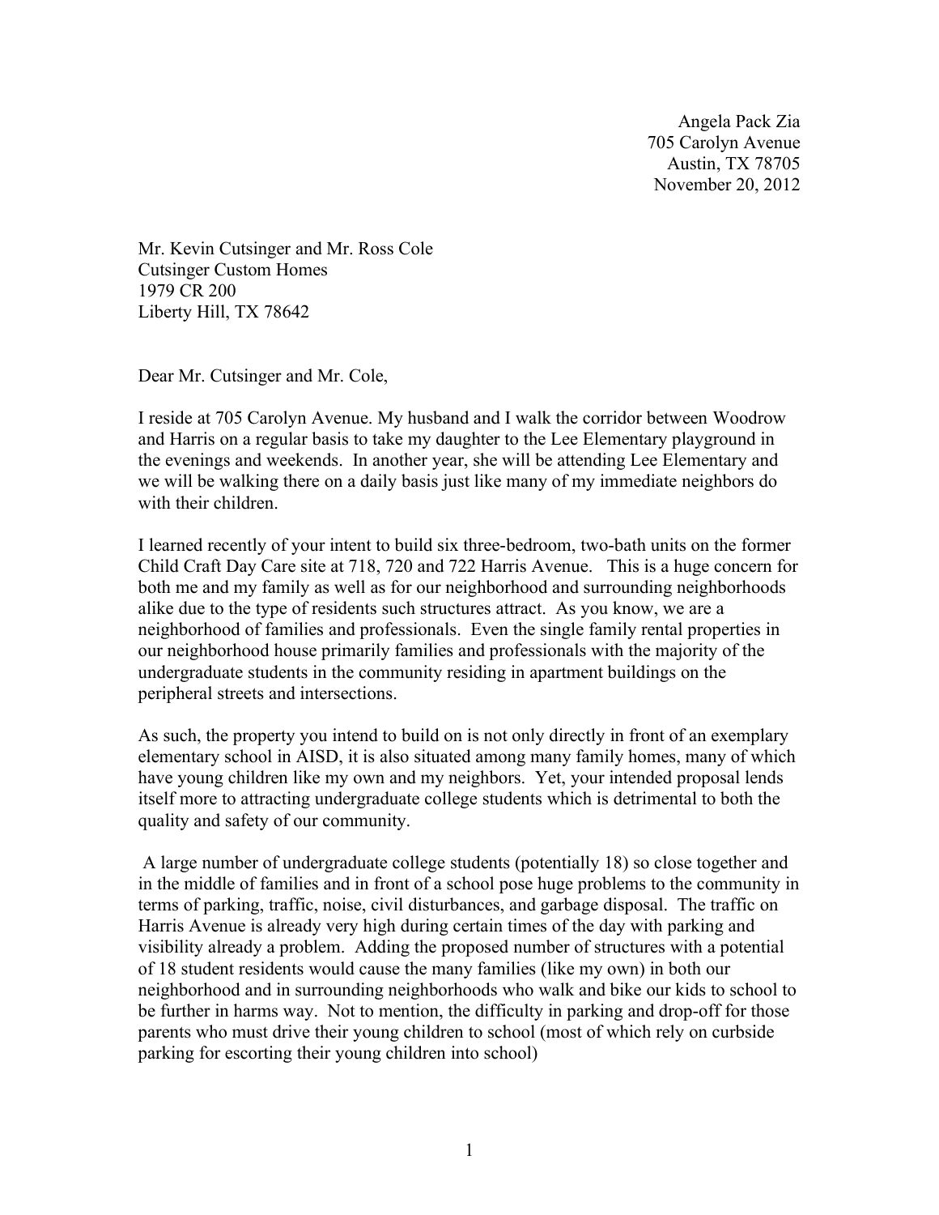Angela Pack Zia
705 Carolyn Avenue
Austin, TX 78705
November 20, 2012

Mr. Kevin Cutsinger and Mr. Ross Cole
Cutsinger Custom Homes
1979 CR 200
Liberty Hill, TX 78642

Dear Mr. Cutsinger and Mr. Cole,

I reside at 705 Carolyn Avenue. My husband and I walk the corridor between Woodrow and Harris on a regular basis to take my daughter to the Lee Elementary playground in the evenings and weekends. In another year, she will be attending Lee Elementary and we will be walking there on a daily basis just like many of my immediate neighbors do with their children.

I learned recently of your intent to build six three-bedroom, two-bath units on the former Child Craft Day Care site at 718, 720 and 722 Harris Avenue. This is a huge concern for both me and my family as well as for our neighborhood and surrounding neighborhoods alike due to the type of residents such structures attract. As you know, we are a neighborhood of families and professionals. Even the single family rental properties in our neighborhood house primarily families and professionals with the majority of the undergraduate students in the community residing in apartment buildings on the peripheral streets and intersections.

As such, the property you intend to build on is not only directly in front of an exemplary elementary school in AISD, it is also situated among many family homes, many of which have young children like my own and my neighbors. Yet, your intended proposal lends itself more to attracting undergraduate college students which is detrimental to both the quality and safety of our community.

A large number of undergraduate college students (potentially 18) so close together and in the middle of families and in front of a school pose huge problems to the community in terms of parking, traffic, noise, civil disturbances, and garbage disposal. The traffic on Harris Avenue is already very high during certain times of the day with parking and visibility already a problem. Adding the proposed number of structures with a potential of 18 student residents would cause the many families (like my own) in both our neighborhood and in surrounding neighborhoods who walk and bike our kids to school to be further in harms way. Not to mention, the difficulty in parking and drop-off for those parents who must drive their young children to school (most of which rely on curbside parking for escorting their young children into school)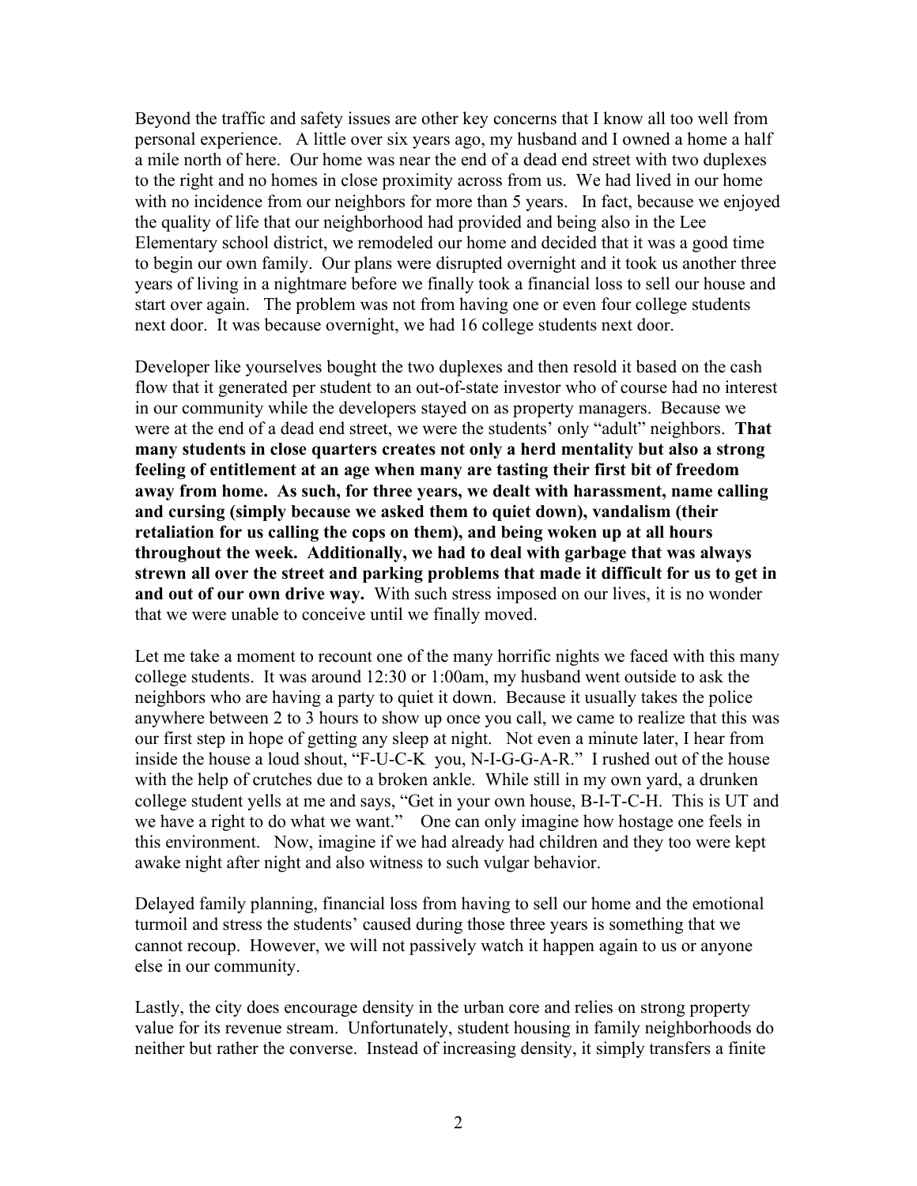Beyond the traffic and safety issues are other key concerns that I know all too well from personal experience. A little over six years ago, my husband and I owned a home a half a mile north of here. Our home was near the end of a dead end street with two duplexes to the right and no homes in close proximity across from us. We had lived in our home with no incidence from our neighbors for more than 5 years. In fact, because we enjoyed the quality of life that our neighborhood had provided and being also in the Lee Elementary school district, we remodeled our home and decided that it was a good time to begin our own family. Our plans were disrupted overnight and it took us another three years of living in a nightmare before we finally took a financial loss to sell our house and start over again. The problem was not from having one or even four college students next door. It was because overnight, we had 16 college students next door.

Developer like yourselves bought the two duplexes and then resold it based on the cash flow that it generated per student to an out-of-state investor who of course had no interest in our community while the developers stayed on as property managers. Because we were at the end of a dead end street, we were the students' only "adult" neighbors. **That many students in close quarters creates not only a herd mentality but also a strong feeling of entitlement at an age when many are tasting their first bit of freedom away from home. As such, for three years, we dealt with harassment, name calling and cursing (simply because we asked them to quiet down), vandalism (their retaliation for us calling the cops on them), and being woken up at all hours throughout the week. Additionally, we had to deal with garbage that was always strewn all over the street and parking problems that made it difficult for us to get in and out of our own drive way.** With such stress imposed on our lives, it is no wonder that we were unable to conceive until we finally moved.

Let me take a moment to recount one of the many horrific nights we faced with this many college students. It was around 12:30 or 1:00am, my husband went outside to ask the neighbors who are having a party to quiet it down. Because it usually takes the police anywhere between 2 to 3 hours to show up once you call, we came to realize that this was our first step in hope of getting any sleep at night. Not even a minute later, I hear from inside the house a loud shout, "F-U-C-K you, N-I-G-G-A-R." I rushed out of the house with the help of crutches due to a broken ankle. While still in my own yard, a drunken college student yells at me and says, "Get in your own house, B-I-T-C-H. This is UT and we have a right to do what we want." One can only imagine how hostage one feels in this environment. Now, imagine if we had already had children and they too were kept awake night after night and also witness to such vulgar behavior.

Delayed family planning, financial loss from having to sell our home and the emotional turmoil and stress the students' caused during those three years is something that we cannot recoup. However, we will not passively watch it happen again to us or anyone else in our community.

Lastly, the city does encourage density in the urban core and relies on strong property value for its revenue stream. Unfortunately, student housing in family neighborhoods do neither but rather the converse. Instead of increasing density, it simply transfers a finite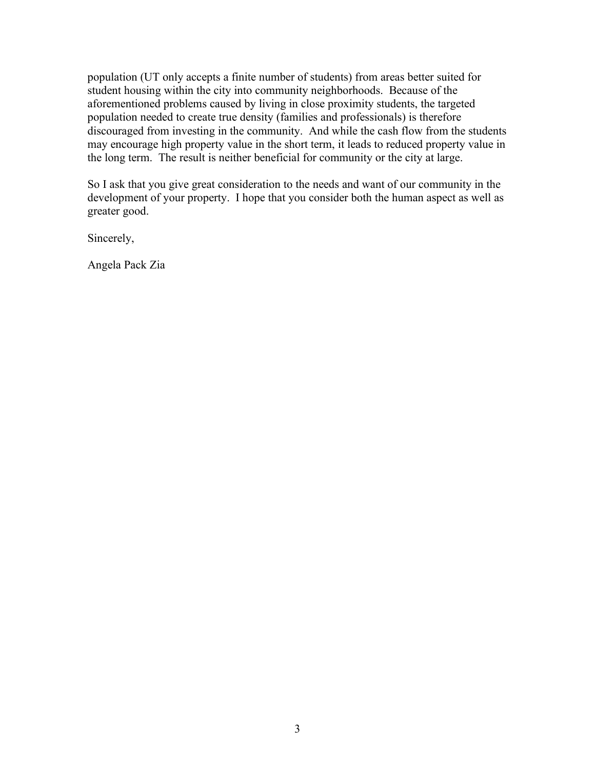population (UT only accepts a finite number of students) from areas better suited for student housing within the city into community neighborhoods. Because of the aforementioned problems caused by living in close proximity students, the targeted population needed to create true density (families and professionals) is therefore discouraged from investing in the community. And while the cash flow from the students may encourage high property value in the short term, it leads to reduced property value in the long term. The result is neither beneficial for community or the city at large.

So I ask that you give great consideration to the needs and want of our community in the development of your property. I hope that you consider both the human aspect as well as greater good.

Sincerely,

Angela Pack Zia